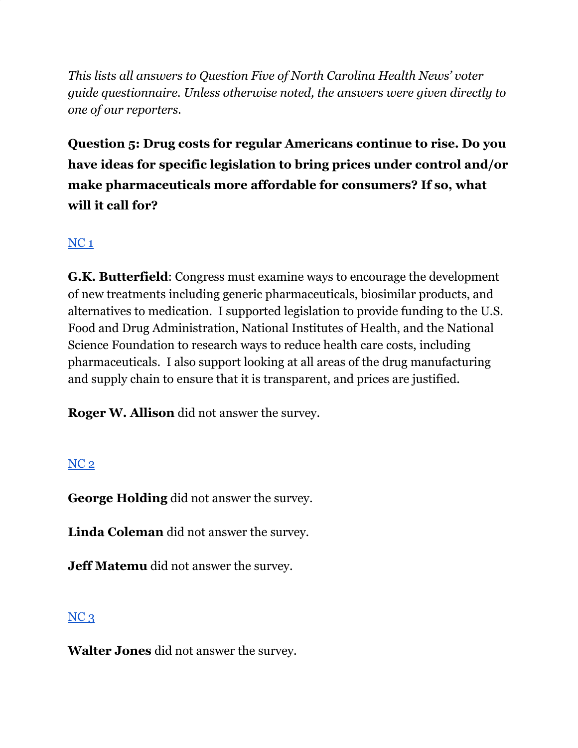*This lists all answers to Question Five of North Carolina Health News' voter guide questionnaire. Unless otherwise noted, the answers were given directly to one of our reporters.*

**Question 5: Drug costs for regular Americans continue to rise. Do you have ideas for specific legislation to bring prices under control and/or make pharmaceuticals more affordable for consumers? If so, what will it call for?**

## NC 1

**G.K. Butterfield**: Congress must examine ways to encourage the development of new treatments including generic pharmaceuticals, biosimilar products, and alternatives to medication. I supported legislation to provide funding to the U.S. Food and Drug Administration, National Institutes of Health, and the National Science Foundation to research ways to reduce health care costs, including pharmaceuticals. I also support looking at all areas of the drug manufacturing and supply chain to ensure that it is transparent, and prices are justified.

**Roger W. Allison** did not answer the survey.

## NC 2

**George Holding** did not answer the survey.

**Linda Coleman** did not answer the survey.

**Jeff Matemu** did not answer the survey.

## NC 3

**Walter Jones** did not answer the survey.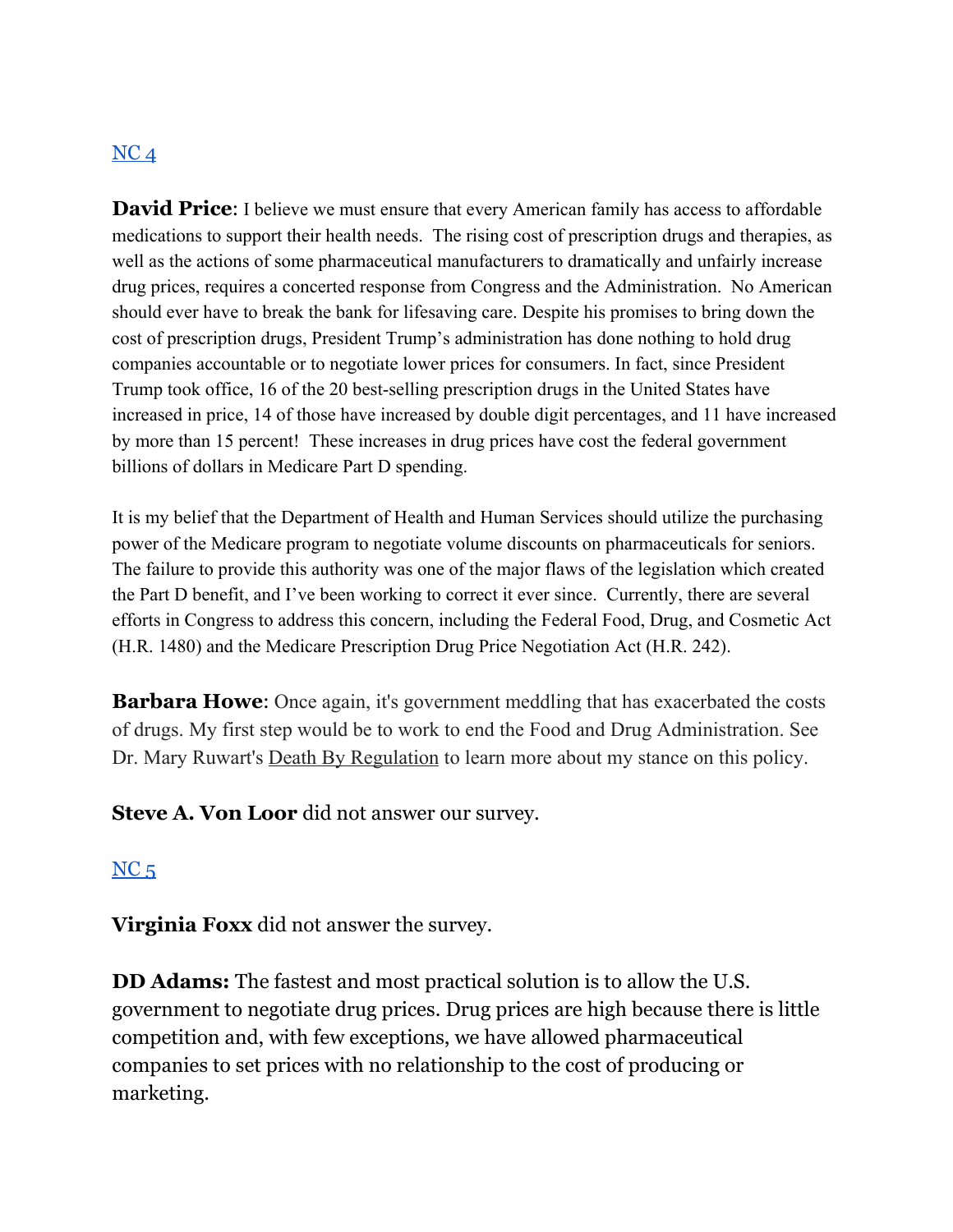NC 4

**David Price**: I believe we must ensure that every American family has access to affordable medications to support their health needs. The rising cost of prescription drugs and therapies, as well as the actions of some pharmaceutical manufacturers to dramatically and unfairly increase drug prices, requires a concerted response from Congress and the Administration. No American should ever have to break the bank for lifesaving care. Despite his promises to bring down the cost of prescription drugs, President Trump's administration has done nothing to hold drug companies accountable or to negotiate lower prices for consumers. In fact, since President Trump took office, 16 of the 20 best-selling prescription drugs in the United States have increased in price, 14 of those have increased by double digit percentages, and 11 have increased by more than 15 percent! These increases in drug prices have cost the federal government billions of dollars in Medicare Part D spending.

It is my belief that the Department of Health and Human Services should utilize the purchasing power of the Medicare program to negotiate volume discounts on pharmaceuticals for seniors. The failure to provide this authority was one of the major flaws of the legislation which created the Part D benefit, and I've been working to correct it ever since. Currently, there are several efforts in Congress to address this concern, including the Federal Food, Drug, and Cosmetic Act (H.R. 1480) and the Medicare Prescription Drug Price Negotiation Act (H.R. 242).

**Barbara Howe**: Once again, it's government meddling that has exacerbated the costs of drugs. My first step would be to work to end the Food and Drug Administration. See Dr. Mary Ruwart's Death By Regulation to learn more about my stance on this policy.

**Steve A. Von Loor** did not answer our survey.

NC 5

**Virginia Foxx** did not answer the survey.

**DD Adams:** The fastest and most practical solution is to allow the U.S. government to negotiate drug prices. Drug prices are high because there is little competition and, with few exceptions, we have allowed pharmaceutical companies to set prices with no relationship to the cost of producing or marketing.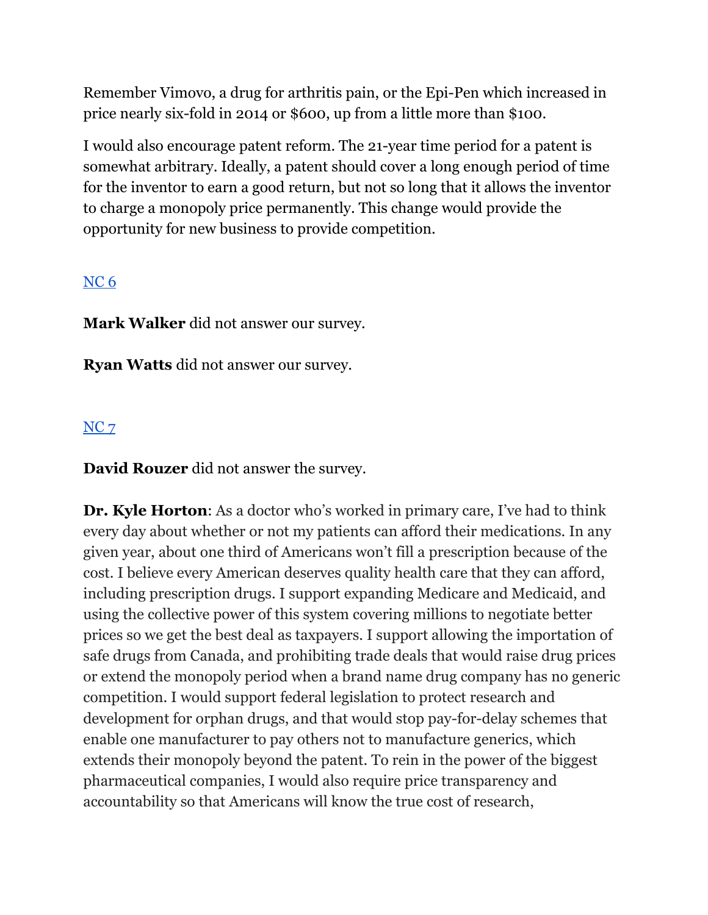Remember Vimovo, a drug for arthritis pain, or the Epi-Pen which increased in price nearly six-fold in 2014 or $600, up from a little more than $100.

I would also encourage patent reform. The 21-year time period for a patent is somewhat arbitrary. Ideally, a patent should cover a long enough period of time for the inventor to earn a good return, but not so long that it allows the inventor to charge a monopoly price permanently. This change would provide the opportunity for new business to provide competition.

NC 6

**Mark Walker** did not answer our survey.

**Ryan Watts** did not answer our survey.

NC 7

**David Rouzer** did not answer the survey.

**Dr. Kyle Horton**: As a doctor who's worked in primary care, I've had to think every day about whether or not my patients can afford their medications. In any given year, about one third of Americans won't fill a prescription because of the cost. I believe every American deserves quality health care that they can afford, including prescription drugs. I support expanding Medicare and Medicaid, and using the collective power of this system covering millions to negotiate better prices so we get the best deal as taxpayers. I support allowing the importation of safe drugs from Canada, and prohibiting trade deals that would raise drug prices or extend the monopoly period when a brand name drug company has no generic competition. I would support federal legislation to protect research and development for orphan drugs, and that would stop pay-for-delay schemes that enable one manufacturer to pay others not to manufacture generics, which extends their monopoly beyond the patent. To rein in the power of the biggest pharmaceutical companies, I would also require price transparency and accountability so that Americans will know the true cost of research,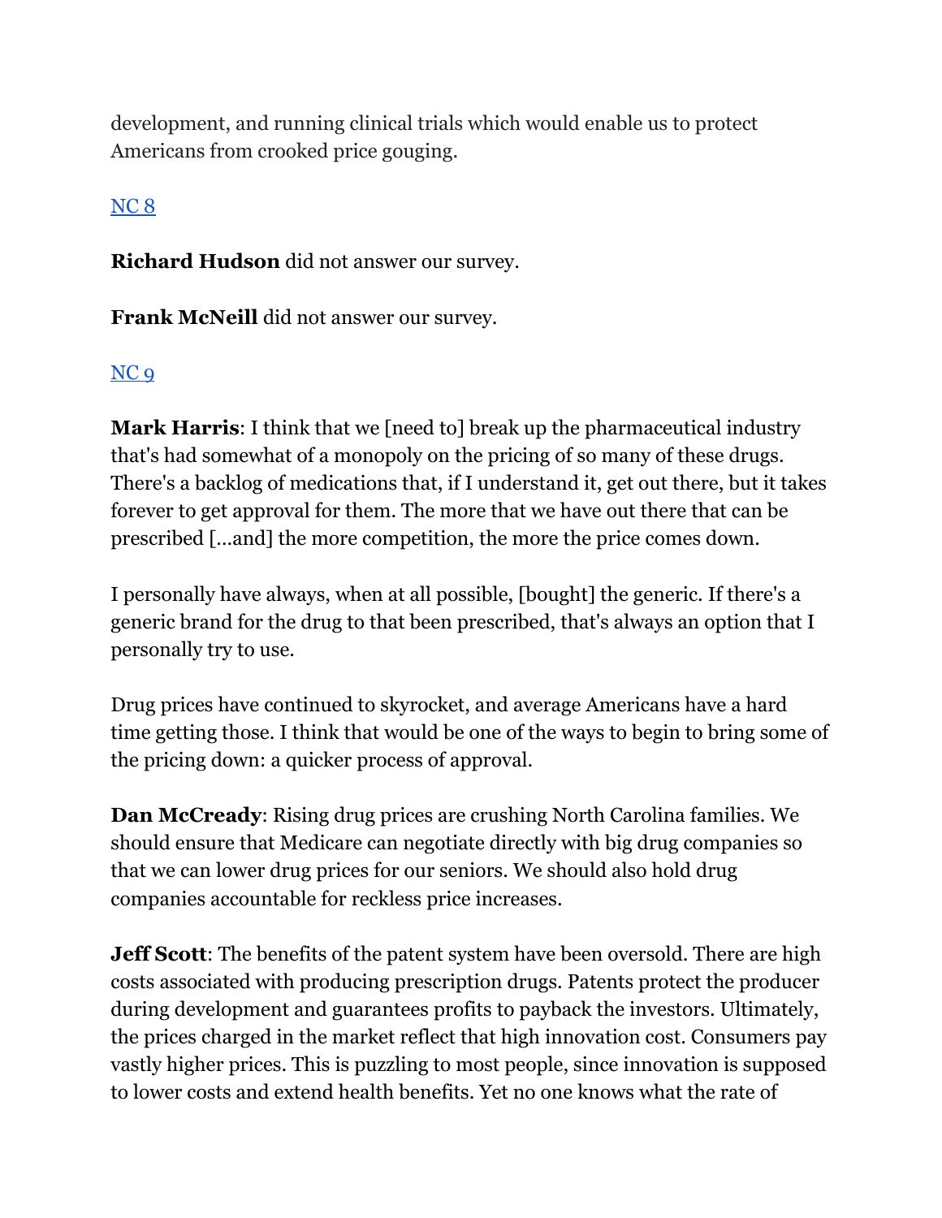development, and running clinical trials which would enable us to protect Americans from crooked price gouging.

[NC 8]

**Richard Hudson** did not answer our survey.

**Frank McNeill** did not answer our survey.

[NC 9]

**Mark Harris**: I think that we [need to] break up the pharmaceutical industry that's had somewhat of a monopoly on the pricing of so many of these drugs. There's a backlog of medications that, if I understand it, get out there, but it takes forever to get approval for them. The more that we have out there that can be prescribed [...and] the more competition, the more the price comes down.

I personally have always, when at all possible, [bought] the generic. If there's a generic brand for the drug to that been prescribed, that's always an option that I personally try to use.

Drug prices have continued to skyrocket, and average Americans have a hard time getting those. I think that would be one of the ways to begin to bring some of the pricing down: a quicker process of approval.

**Dan McCready**: Rising drug prices are crushing North Carolina families. We should ensure that Medicare can negotiate directly with big drug companies so that we can lower drug prices for our seniors. We should also hold drug companies accountable for reckless price increases.

**Jeff Scott**: The benefits of the patent system have been oversold. There are high costs associated with producing prescription drugs. Patents protect the producer during development and guarantees profits to payback the investors. Ultimately, the prices charged in the market reflect that high innovation cost. Consumers pay vastly higher prices. This is puzzling to most people, since innovation is supposed to lower costs and extend health benefits. Yet no one knows what the rate of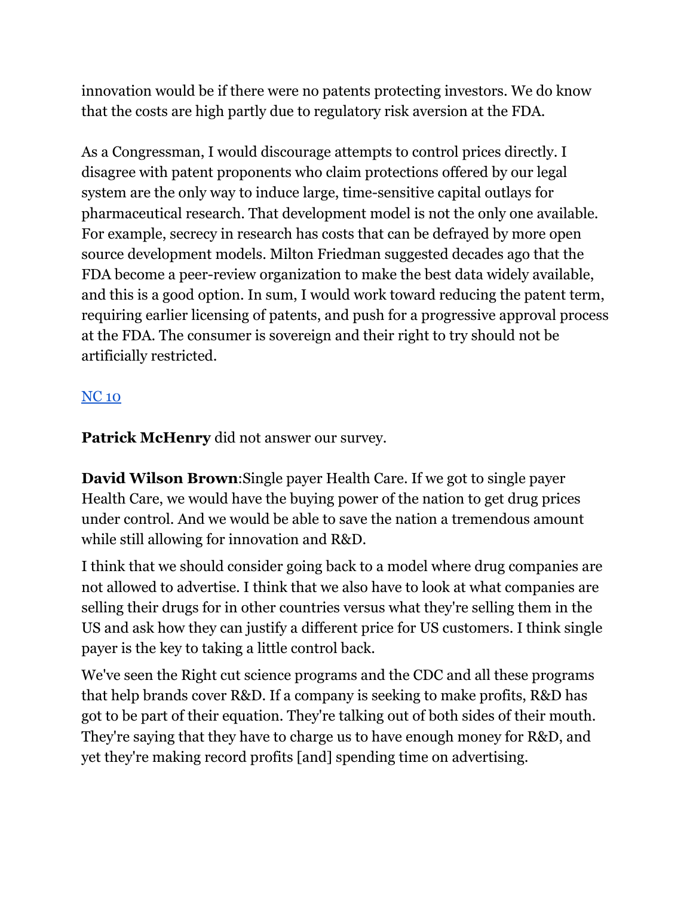innovation would be if there were no patents protecting investors. We do know that the costs are high partly due to regulatory risk aversion at the FDA.

As a Congressman, I would discourage attempts to control prices directly. I disagree with patent proponents who claim protections offered by our legal system are the only way to induce large, time-sensitive capital outlays for pharmaceutical research. That development model is not the only one available. For example, secrecy in research has costs that can be defrayed by more open source development models. Milton Friedman suggested decades ago that the FDA become a peer-review organization to make the best data widely available, and this is a good option. In sum, I would work toward reducing the patent term, requiring earlier licensing of patents, and push for a progressive approval process at the FDA. The consumer is sovereign and their right to try should not be artificially restricted.

NC 10

**Patrick McHenry** did not answer our survey.

**David Wilson Brown**:Single payer Health Care. If we got to single payer Health Care, we would have the buying power of the nation to get drug prices under control. And we would be able to save the nation a tremendous amount while still allowing for innovation and R&D.

I think that we should consider going back to a model where drug companies are not allowed to advertise. I think that we also have to look at what companies are selling their drugs for in other countries versus what they're selling them in the US and ask how they can justify a different price for US customers. I think single payer is the key to taking a little control back.

We've seen the Right cut science programs and the CDC and all these programs that help brands cover R&D. If a company is seeking to make profits, R&D has got to be part of their equation. They're talking out of both sides of their mouth. They're saying that they have to charge us to have enough money for R&D, and yet they're making record profits [and] spending time on advertising.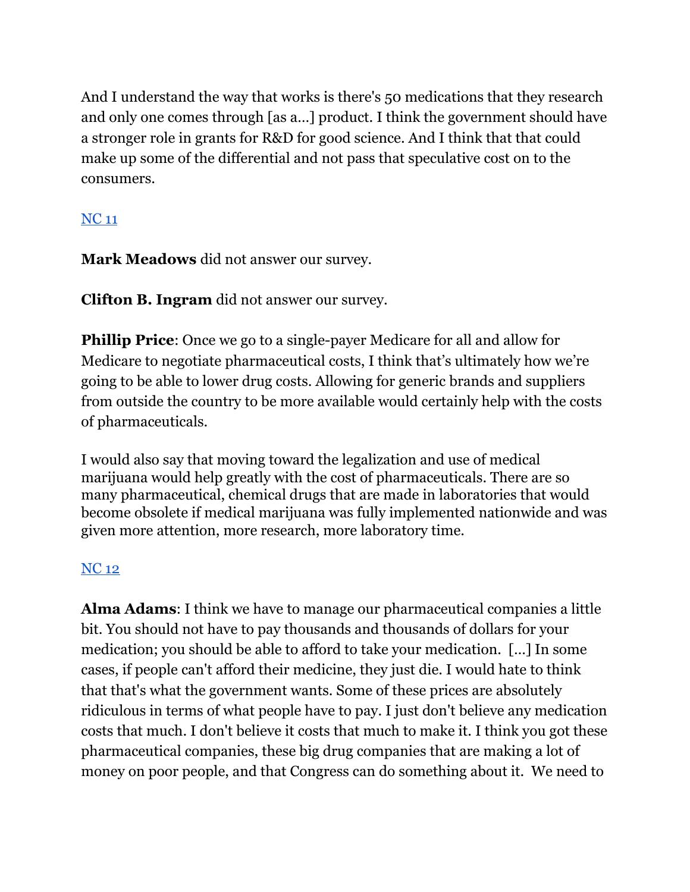And I understand the way that works is there's 50 medications that they research and only one comes through [as a...] product. I think the government should have a stronger role in grants for R&D for good science. And I think that that could make up some of the differential and not pass that speculative cost on to the consumers.

NC 11

**Mark Meadows** did not answer our survey.

**Clifton B. Ingram** did not answer our survey.

**Phillip Price**: Once we go to a single-payer Medicare for all and allow for Medicare to negotiate pharmaceutical costs, I think that's ultimately how we're going to be able to lower drug costs. Allowing for generic brands and suppliers from outside the country to be more available would certainly help with the costs of pharmaceuticals.

I would also say that moving toward the legalization and use of medical marijuana would help greatly with the cost of pharmaceuticals. There are so many pharmaceutical, chemical drugs that are made in laboratories that would become obsolete if medical marijuana was fully implemented nationwide and was given more attention, more research, more laboratory time.

NC 12

**Alma Adams**: I think we have to manage our pharmaceutical companies a little bit. You should not have to pay thousands and thousands of dollars for your medication; you should be able to afford to take your medication. [...] In some cases, if people can't afford their medicine, they just die. I would hate to think that that's what the government wants. Some of these prices are absolutely ridiculous in terms of what people have to pay. I just don't believe any medication costs that much. I don't believe it costs that much to make it. I think you got these pharmaceutical companies, these big drug companies that are making a lot of money on poor people, and that Congress can do something about it. We need to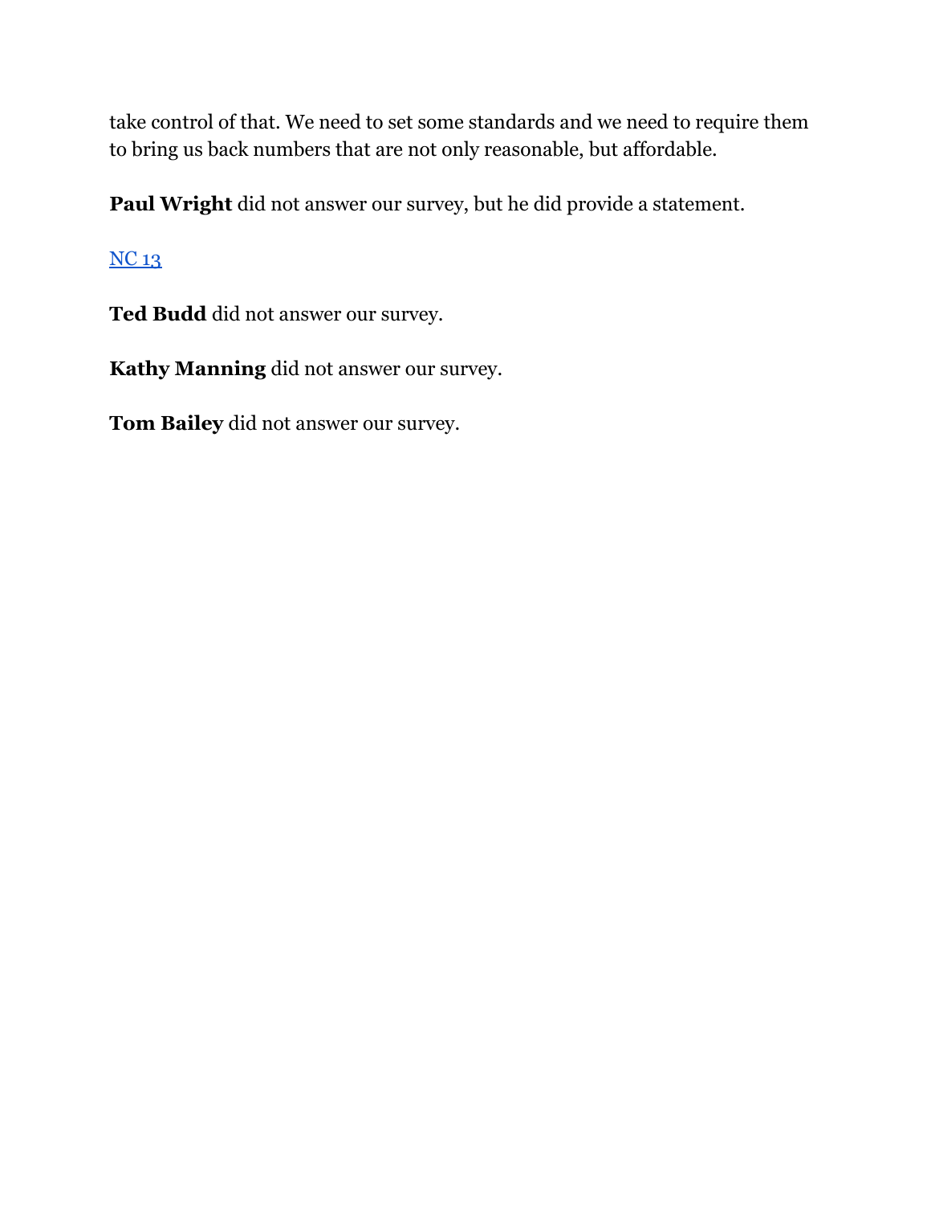take control of that. We need to set some standards and we need to require them to bring us back numbers that are not only reasonable, but affordable.

**Paul Wright** did not answer our survey, but he did provide a statement.

[NC 13]()

**Ted Budd** did not answer our survey.

**Kathy Manning** did not answer our survey.

**Tom Bailey** did not answer our survey.